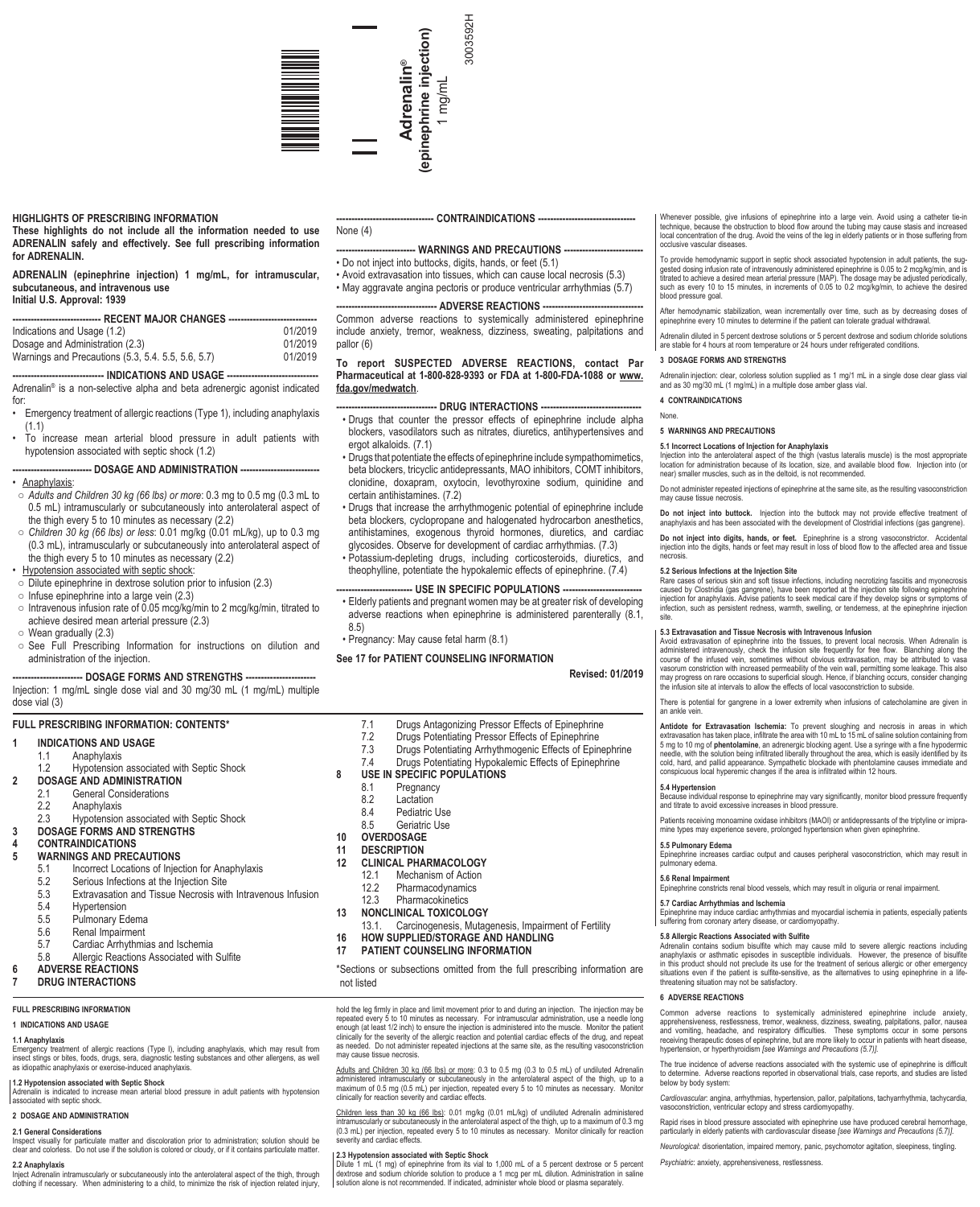**Adrenalin®**
**(epinephrine injection)**
1 mg/mL

3003592H

## HIGHLIGHTS OF PRESCRIBING INFORMATION

**These highlights do not include all the information needed to use ADRENALIN safely and effectively. See full prescribing information for ADRENALIN.**

**ADRENALIN (epinephrine injection) 1 mg/mL, for intramuscular, subcutaneous, and intravenous use**
**Initial U.S. Approval: 1939**

**---------------------------- RECENT MAJOR CHANGES ----------------------------**

| | |
|---|---|
| Indications and Usage (1.2) | 01/2019 |
| Dosage and Administration (2.3) | 01/2019 |
| Warnings and Precautions (5.3, 5.4. 5.5, 5.6, 5.7) | 01/2019 |

**---------------------------- INDICATIONS AND USAGE ----------------------------**

Adrenalin® is a non-selective alpha and beta adrenergic agonist indicated for:

- Emergency treatment of allergic reactions (Type 1), including anaphylaxis (1.1)
- To increase mean arterial blood pressure in adult patients with hypotension associated with septic shock (1.2)

**---------------------------- DOSAGE AND ADMINISTRATION ----------------------------**

- Anaphylaxis:
  - *Adults and Children 30 kg (66 lbs) or more*: 0.3 mg to 0.5 mg (0.3 mL to 0.5 mL) intramuscularly or subcutaneously into anterolateral aspect of the thigh every 5 to 10 minutes as necessary (2.2)
  - *Children 30 kg (66 lbs) or less*: 0.01 mg/kg (0.01 mL/kg), up to 0.3 mg (0.3 mL), intramuscularly or subcutaneously into anterolateral aspect of the thigh every 5 to 10 minutes as necessary (2.2)
- Hypotension associated with septic shock:
  - Dilute epinephrine in dextrose solution prior to infusion (2.3)
  - Infuse epinephrine into a large vein (2.3)
  - Intravenous infusion rate of 0.05 mcg/kg/min to 2 mcg/kg/min, titrated to achieve desired mean arterial pressure (2.3)
  - Wean gradually (2.3)
  - See Full Prescribing Information for instructions on dilution and administration of the injection.

**---------------------------- DOSAGE FORMS AND STRENGTHS ----------------------------**

Injection: 1 mg/mL single dose vial and 30 mg/30 mL (1 mg/mL) multiple dose vial (3)

**---------------------------- CONTRAINDICATIONS ----------------------------**

None (4)

**---------------------------- WARNINGS AND PRECAUTIONS ----------------------------**

- Do not inject into buttocks, digits, hands, or feet (5.1)
- Avoid extravasation into tissues, which can cause local necrosis (5.3)
- May aggravate angina pectoris or produce ventricular arrhythmias (5.7)

**---------------------------- ADVERSE REACTIONS ----------------------------**

Common adverse reactions to systemically administered epinephrine include anxiety, tremor, weakness, dizziness, sweating, palpitations and pallor (6)

**To report SUSPECTED ADVERSE REACTIONS, contact Par Pharmaceutical at 1-800-828-9393 or FDA at 1-800-FDA-1088 or www.fda.gov/medwatch.**

**---------------------------- DRUG INTERACTIONS ----------------------------**

- Drugs that counter the pressor effects of epinephrine include alpha blockers, vasodilators such as nitrates, diuretics, antihypertensives and ergot alkaloids. (7.1)
- Drugs that potentiate the effects of epinephrine include sympathomimetics, beta blockers, tricyclic antidepressants, MAO inhibitors, COMT inhibitors, clonidine, doxapram, oxytocin, levothyroxine sodium, quinidine and certain antihistamines. (7.2)
- Drugs that increase the arrhythmogenic potential of epinephrine include beta blockers, cyclopropane and halogenated hydrocarbon anesthetics, antihistamines, exogenous thyroid hormones, diuretics, and cardiac glycosides. Observe for development of cardiac arrhythmias. (7.3)
- Potassium-depleting drugs, including corticosteroids, diuretics, and theophylline, potentiate the hypokalemic effects of epinephrine. (7.4)

**---------------------------- USE IN SPECIFIC POPULATIONS ----------------------------**

- Elderly patients and pregnant women may be at greater risk of developing adverse reactions when epinephrine is administered parenterally (8.1, 8.5)
- Pregnancy: May cause fetal harm (8.1)

**See 17 for PATIENT COUNSELING INFORMATION**

**Revised: 01/2019**

## FULL PRESCRIBING INFORMATION: CONTENTS*

**1 INDICATIONS AND USAGE**
- 1.1 Anaphylaxis
- 1.2 Hypotension associated with Septic Shock

**2 DOSAGE AND ADMINISTRATION**
- 2.1 General Considerations
- 2.2 Anaphylaxis
- 2.3 Hypotension associated with Septic Shock

**3 DOSAGE FORMS AND STRENGTHS**

**4 CONTRAINDICATIONS**

**5 WARNINGS AND PRECAUTIONS**
- 5.1 Incorrect Locations of Injection for Anaphylaxis
- 5.2 Serious Infections at the Injection Site
- 5.3 Extravasation and Tissue Necrosis with Intravenous Infusion
- 5.4 Hypertension
- 5.5 Pulmonary Edema
- 5.6 Renal Impairment
- 5.7 Cardiac Arrhythmias and Ischemia
- 5.8 Allergic Reactions Associated with Sulfite

**6 ADVERSE REACTIONS**

**7 DRUG INTERACTIONS**
- 7.1 Drugs Antagonizing Pressor Effects of Epinephrine
- 7.2 Drugs Potentiating Pressor Effects of Epinephrine
- 7.3 Drugs Potentiating Arrhythmogenic Effects of Epinephrine
- 7.4 Drugs Potentiating Hypokalemic Effects of Epinephrine

**8 USE IN SPECIFIC POPULATIONS**
- 8.1 Pregnancy
- 8.2 Lactation
- 8.4 Pediatric Use
- 8.5 Geriatric Use

**10 OVERDOSAGE**

**11 DESCRIPTION**

**12 CLINICAL PHARMACOLOGY**
- 12.1 Mechanism of Action
- 12.2 Pharmacodynamics
- 12.3 Pharmacokinetics

**13 NONCLINICAL TOXICOLOGY**
- 13.1. Carcinogenesis, Mutagenesis, Impairment of Fertility

**16 HOW SUPPLIED/STORAGE AND HANDLING**

**17 PATIENT COUNSELING INFORMATION**

*Sections or subsections omitted from the full prescribing information are not listed

## FULL PRESCRIBING INFORMATION

### 1 INDICATIONS AND USAGE

#### 1.1 Anaphylaxis

Emergency treatment of allergic reactions (Type I), including anaphylaxis, which may result from insect stings or bites, foods, drugs, sera, diagnostic testing substances and other allergens, as well as idiopathic anaphylaxis or exercise-induced anaphylaxis.

#### 1.2 Hypotension associated with Septic Shock

Adrenalin is indicated to increase mean arterial blood pressure in adult patients with hypotension associated with septic shock.

### 2 DOSAGE AND ADMINISTRATION

#### 2.1 General Considerations

Inspect visually for particulate matter and discoloration prior to administration; solution should be clear and colorless. Do not use if the solution is colored or cloudy, or if it contains particulate matter.

#### 2.2 Anaphylaxis

Inject Adrenalin intramuscularly or subcutaneously into the anterolateral aspect of the thigh, through clothing if necessary. When administering to a child, to minimize the risk of injection related injury, hold the leg firmly in place and limit movement prior to and during an injection. The injection may be repeated every 5 to 10 minutes as necessary. For intramuscular administration, use a needle long enough (at least 1/2 inch) to ensure the injection is administered into the muscle. Monitor the patient clinically for the severity of the allergic reaction and potential cardiac effects of the drug, and repeat as needed. Do not administer repeated injections at the same site, as the resulting vasoconstriction may cause tissue necrosis.

Adults and Children 30 kg (66 lbs) or more: 0.3 to 0.5 mg (0.3 to 0.5 mL) of undiluted Adrenalin administered intramuscularly or subcutaneously in the anterolateral aspect of the thigh, up to a maximum of 0.5 mg (0.5 mL) per injection, repeated every 5 to 10 minutes as necessary. Monitor clinically for reaction severity and cardiac effects.

Children less than 30 kg (66 lbs): 0.01 mg/kg (0.01 mL/kg) of undiluted Adrenalin administered intramuscularly or subcutaneously in the anterolateral aspect of the thigh, up to a maximum of 0.3 mg (0.3 mL) per injection, repeated every 5 to 10 minutes as necessary. Monitor clinically for reaction severity and cardiac effects.

#### 2.3 Hypotension associated with Septic Shock

Dilute 1 mL (1 mg) of epinephrine from its vial to 1,000 mL of a 5 percent dextrose or 5 percent dextrose and sodium chloride solution to produce a 1 mcg per mL dilution. Administration in saline solution alone is not recommended. If indicated, administer whole blood or plasma separately.

Whenever possible, give infusions of epinephrine into a large vein. Avoid using a catheter tie-in technique, because the obstruction to blood flow around the tubing may cause stasis and increased local concentration of the drug. Avoid the veins of the leg in elderly patients or in those suffering from occlusive vascular diseases.

To provide hemodynamic support in septic shock associated hypotension in adult patients, the suggested dosing infusion rate of intravenously administered epinephrine is 0.05 to 2 mcg/kg/min, and is titrated to achieve a desired mean arterial pressure (MAP). The dosage may be adjusted periodically, such as every 10 to 15 minutes, in increments of 0.05 to 0.2 mcg/kg/min, to achieve the desired blood pressure goal.

After hemodynamic stabilization, wean incrementally over time, such as by decreasing doses of epinephrine every 10 minutes to determine if the patient can tolerate gradual withdrawal.

Adrenalin diluted in 5 percent dextrose solutions or 5 percent dextrose and sodium chloride solutions are stable for 4 hours at room temperature or 24 hours under refrigerated conditions.

### 3 DOSAGE FORMS AND STRENGTHS

Adrenalin injection: clear, colorless solution supplied as 1 mg/1 mL in a single dose clear glass vial and as 30 mg/30 mL (1 mg/mL) in a multiple dose amber glass vial.

### 4 CONTRAINDICATIONS

None.

### 5 WARNINGS AND PRECAUTIONS

#### 5.1 Incorrect Locations of Injection for Anaphylaxis

Injection into the anterolateral aspect of the thigh (vastus lateralis muscle) is the most appropriate location for administration because of its location, size, and available blood flow. Injection into (or near) smaller muscles, such as in the deltoid, is not recommended.

Do not administer repeated injections of epinephrine at the same site, as the resulting vasoconstriction may cause tissue necrosis.

**Do not inject into buttock.** Injection into the buttock may not provide effective treatment of anaphylaxis and has been associated with the development of Clostridial infections (gas gangrene).

**Do not inject into digits, hands, or feet.** Epinephrine is a strong vasoconstrictor. Accidental injection into the digits, hands or feet may result in loss of blood flow to the affected area and tissue necrosis.

#### 5.2 Serious Infections at the Injection Site

Rare cases of serious skin and soft tissue infections, including necrotizing fasciitis and myonecrosis caused by Clostridia (gas gangrene), have been reported at the injection site following epinephrine injection for anaphylaxis. Advise patients to seek medical care if they develop signs or symptoms of infection, such as persistent redness, warmth, swelling, or tenderness, at the epinephrine injection site.

#### 5.3 Extravasation and Tissue Necrosis with Intravenous Infusion

Avoid extravasation of epinephrine into the tissues, to prevent local necrosis. When Adrenalin is administered intravenously, check the infusion site frequently for free flow. Blanching along the course of the infused vein, sometimes without obvious extravasation, may be attributed to vasa vasorum constriction with increased permeability of the vein wall, permitting some leakage. This also may progress on rare occasions to superficial slough. Hence, if blanching occurs, consider changing the infusion site at intervals to allow the effects of local vasoconstriction to subside.

There is potential for gangrene in a lower extremity when infusions of catecholamine are given in an ankle vein.

**Antidote for Extravasation Ischemia:** To prevent sloughing and necrosis in areas in which extravasation has taken place, infiltrate the area with 10 mL to 15 mL of saline solution containing from 5 mg to 10 mg of **phentolamine**, an adrenergic blocking agent. Use a syringe with a fine hypodermic needle, with the solution being infiltrated liberally throughout the area, which is easily identified by its cold, hard, and pallid appearance. Sympathetic blockade with phentolamine causes immediate and conspicuous local hyperemic changes if the area is infiltrated within 12 hours.

#### 5.4 Hypertension

Because individual response to epinephrine may vary significantly, monitor blood pressure frequently and titrate to avoid excessive increases in blood pressure.

Patients receiving monoamine oxidase inhibitors (MAOI) or antidepressants of the triptyline or imipramine types may experience severe, prolonged hypertension when given epinephrine.

#### 5.5 Pulmonary Edema

Epinephrine increases cardiac output and causes peripheral vasoconstriction, which may result in pulmonary edema.

#### 5.6 Renal Impairment

Epinephrine constricts renal blood vessels, which may result in oliguria or renal impairment.

#### 5.7 Cardiac Arrhythmias and Ischemia

Epinephrine may induce cardiac arrhythmias and myocardial ischemia in patients, especially patients suffering from coronary artery disease, or cardiomyopathy.

#### 5.8 Allergic Reactions Associated with Sulfite

Adrenalin contains sodium bisulfite which may cause mild to severe allergic reactions including anaphylaxis or asthmatic episodes in susceptible individuals. However, the presence of bisulfite in this product should not preclude its use for the treatment of serious allergic or other emergency situations even if the patient is sulfite-sensitive, as the alternatives to using epinephrine in a life-threatening situation may not be satisfactory.

### 6 ADVERSE REACTIONS

Common adverse reactions to systemically administered epinephrine include anxiety, apprehensiveness, restlessness, tremor, weakness, dizziness, sweating, palpitations, pallor, nausea and vomiting, headache, and respiratory difficulties. These symptoms occur in some persons receiving therapeutic doses of epinephrine, but are more likely to occur in patients with heart disease, hypertension, or hyperthyroidism *[see Warnings and Precautions (5.7)]*.

The true incidence of adverse reactions associated with the systemic use of epinephrine is difficult to determine. Adverse reactions reported in observational trials, case reports, and studies are listed below by body system:

*Cardiovascular*: angina, arrhythmias, hypertension, pallor, palpitations, tachyarrhythmia, tachycardia, vasoconstriction, ventricular ectopy and stress cardiomyopathy.

Rapid rises in blood pressure associated with epinephrine use have produced cerebral hemorrhage, particularly in elderly patients with cardiovascular disease *[see Warnings and Precautions (5.7)]*.

*Neurological*: disorientation, impaired memory, panic, psychomotor agitation, sleepiness, tingling.

*Psychiatric*: anxiety, apprehensiveness, restlessness.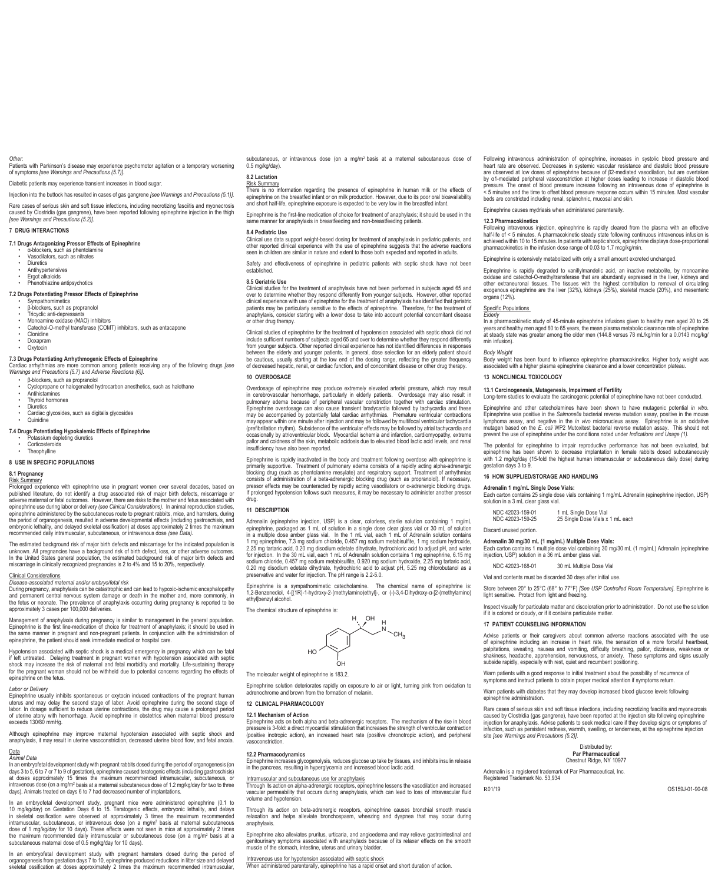*Other:*

Patients with Parkinson's disease may experience psychomotor agitation or a temporary worsening of symptoms *[see Warnings and Precautions (5.7)]*.

Diabetic patients may experience transient increases in blood sugar.

Injection into the buttock has resulted in cases of gas gangrene *[see Warnings and Precautions (5.1)]*.

Rare cases of serious skin and soft tissue infections, including necrotizing fasciitis and myonecrosis caused by Clostridia (gas gangrene), have been reported following epinephrine injection in the thigh *[see Warnings and Precautions (5.2)]*.

## 7 DRUG INTERACTIONS

### 7.1 Drugs Antagonizing Pressor Effects of Epinephrine

- α-blockers, such as phentolamine
- Vasodilators, such as nitrates
- Diuretics
- Antihypertensives
- Ergot alkaloids
- Phenothiazine antipsychotics

### 7.2 Drugs Potentiating Pressor Effects of Epinephrine

- Sympathomimetics
- β-blockers, such as propranolol
- Tricyclic anti-depressants
- Monoamine oxidase (MAO) inhibitors
- Catechol-O-methyl transferase (COMT) inhibitors, such as entacapone
- Clonidine
- Doxapram
- Oxytocin

### 7.3 Drugs Potentiating Arrhythmogenic Effects of Epinephrine

Cardiac arrhythmias are more common among patients receiving any of the following drugs *[see Warnings and Precautions (5.7) and Adverse Reactions (6)]*.

- β-blockers, such as propranolol
- Cyclopropane or halogenated hydrocarbon anesthetics, such as halothane
- Antihistamines
- Thyroid hormones
- Diuretics
- Cardiac glycosides, such as digitalis glycosides
- Quinidine

### 7.4 Drugs Potentiating Hypokalemic Effects of Epinephrine

- Potassium depleting diuretics
- Corticosteroids
- Theophylline

## 8 USE IN SPECIFIC POPULATIONS

### 8.1 Pregnancy

Risk Summary

Prolonged experience with epinephrine use in pregnant women over several decades, based on published literature, do not identify a drug associated risk of major birth defects, miscarriage or adverse maternal or fetal outcomes. However, there are risks to the mother and fetus associated with epinephrine use during labor or delivery *(see Clinical Considerations)*. In animal reproduction studies, epinephrine administered by the subcutaneous route to pregnant rabbits, mice, and hamsters, during the period of organogenesis, resulted in adverse developmental effects (including gastroschisis, and embryonic lethality, and delayed skeletal ossification) at doses approximately 2 times the maximum recommended daily intramuscular, subcutaneous, or intravenous dose *(see Data)*.

The estimated background risk of major birth defects and miscarriage for the indicated population is unknown. All pregnancies have a background risk of birth defect, loss, or other adverse outcomes. In the United States general population, the estimated background risk of major birth defects and miscarriage in clinically recognized pregnancies is 2 to 4% and 15 to 20%, respectively.

Clinical Considerations

*Disease-associated maternal and/or embryo/fetal risk*

During pregnancy, anaphylaxis can be catastrophic and can lead to hypoxic-ischemic encephalopathy and permanent central nervous system damage or death in the mother and, more commonly, in the fetus or neonate. The prevalence of anaphylaxis occurring during pregnancy is reported to be approximately 3 cases per 100,000 deliveries.

Management of anaphylaxis during pregnancy is similar to management in the general population. Epinephrine is the first line-medication of choice for treatment of anaphylaxis; it should be used in the same manner in pregnant and non-pregnant patients. In conjunction with the administration of epinephrine, the patient should seek immediate medical or hospital care.

Hypotension associated with septic shock is a medical emergency in pregnancy which can be fatal if left untreated. Delaying treatment in pregnant women with hypotension associated with septic shock may increase the risk of maternal and fetal morbidity and mortality. Life-sustaining therapy for the pregnant woman should not be withheld due to potential concerns regarding the effects of epinephrine on the fetus.

*Labor or Delivery*

Epinephrine usually inhibits spontaneous or oxytocin induced contractions of the pregnant human uterus and may delay the second stage of labor. Avoid epinephrine during the second stage of labor. In dosage sufficient to reduce uterine contractions, the drug may cause a prolonged period of uterine atony with hemorrhage. Avoid epinephrine in obstetrics when maternal blood pressure exceeds 130/80 mmHg.

Although epinephrine may improve maternal hypotension associated with septic shock and anaphylaxis, it may result in uterine vasoconstriction, decreased uterine blood flow, and fetal anoxia.

Data

*Animal Data*

In an embryofetal development study with pregnant rabbits dosed during the period of organogenesis (on days 3 to 5, 6 to 7 or 7 to 9 of gestation), epinephrine caused teratogenic effects (including gastroschisis) at doses approximately 15 times the maximum recommended intramuscular, subcutaneous, or intravenous dose (on a mg/m$^2$ basis at a maternal subcutaneous dose of 1.2 mg/kg/day for two to three days). Animals treated on days 6 to 7 had decreased number of implantations.

In an embryofetal development study, pregnant mice were administered epinephrine (0.1 to 10 mg/kg/day) on Gestation Days 6 to 15. Teratogenic effects, embryonic lethality, and delays in skeletal ossification were observed at approximately 3 times the maximum recommended intramuscular, subcutaneous, or intravenous dose (on a mg/m$^2$ basis at maternal subcutaneous dose of 1 mg/kg/day for 10 days). These effects were not seen in mice at approximately 2 times the maximum recommended daily intramuscular or subcutaneous dose (on a mg/m$^2$ basis at a subcutaneous maternal dose of 0.5 mg/kg/day for 10 days).

In an embryofetal development study with pregnant hamsters dosed during the period of organogenesis from gestation days 7 to 10, epinephrine produced reductions in litter size and delayed skeletal ossification at doses approximately 2 times the maximum recommended intramuscular, subcutaneous, or intravenous dose (on a mg/m$^2$ basis at a maternal subcutaneous dose of 0.5 mg/kg/day).

### 8.2 Lactation

Risk Summary

There is no information regarding the presence of epinephrine in human milk or the effects of epinephrine on the breastfed infant or on milk production. However, due to its poor oral bioavailability and short half-life, epinephrine exposure is expected to be very low in the breastfed infant.

Epinephrine is the first-line medication of choice for treatment of anaphylaxis; it should be used in the same manner for anaphylaxis in breastfeeding and non-breastfeeding patients.

### 8.4 Pediatric Use

Clinical use data support weight-based dosing for treatment of anaphylaxis in pediatric patients, and other reported clinical experience with the use of epinephrine suggests that the adverse reactions seen in children are similar in nature and extent to those both expected and reported in adults.

Safety and effectiveness of epinephrine in pediatric patients with septic shock have not been established.

### 8.5 Geriatric Use

Clinical studies for the treatment of anaphylaxis have not been performed in subjects aged 65 and over to determine whether they respond differently from younger subjects. However, other reported clinical experience with use of epinephrine for the treatment of anaphylaxis has identified that geriatric patients may be particularly sensitive to the effects of epinephrine. Therefore, for the treatment of anaphylaxis, consider starting with a lower dose to take into account potential concomitant disease or other drug therapy.

Clinical studies of epinephrine for the treatment of hypotension associated with septic shock did not include sufficient numbers of subjects aged 65 and over to determine whether they respond differently from younger subjects. Other reported clinical experience has not identified differences in responses between the elderly and younger patients. In general, dose selection for an elderly patient should be cautious, usually starting at the low end of the dosing range, reflecting the greater frequency of decreased hepatic, renal, or cardiac function, and of concomitant disease or other drug therapy.

## 10 OVERDOSAGE

Overdosage of epinephrine may produce extremely elevated arterial pressure, which may result in cerebrovascular hemorrhage, particularly in elderly patients. Overdosage may also result in pulmonary edema because of peripheral vascular constriction together with cardiac stimulation. Epinephrine overdosage can also cause transient bradycardia followed by tachycardia and these may be accompanied by potentially fatal cardiac arrhythmias. Premature ventricular contractions may appear within one minute after injection and may be followed by multifocal ventricular tachycardia (prefibrillation rhythm). Subsidence of the ventricular effects may be followed by atrial tachycardia and occasionally by atrioventricular block. Myocardial ischemia and infarction, cardiomyopathy, extreme pallor and coldness of the skin, metabolic acidosis due to elevated blood lactic acid levels, and renal insufficiency have also been reported.

Epinephrine is rapidly inactivated in the body and treatment following overdose with epinephrine is primarily supportive. Treatment of pulmonary edema consists of a rapidly acting alpha-adrenergic blocking drug (such as phentolamine mesylate) and respiratory support. Treatment of arrhythmias consists of administration of a beta-adrenergic blocking drug (such as propranolol). If necessary, pressor effects may be counteracted by rapidly acting vasodilators or α-adrenergic blocking drugs. If prolonged hypotension follows such measures, it may be necessary to administer another pressor drug.

## 11 DESCRIPTION

Adrenalin (epinephrine injection, USP) is a clear, colorless, sterile solution containing 1 mg/mL epinephrine, packaged as 1 mL of solution in a single dose clear glass vial or 30 mL of solution in a multiple dose amber glass vial. In the 1 mL vial, each 1 mL of Adrenalin solution contains 1 mg epinephrine, 7.3 mg sodium chloride, 0.457 mg sodium metabisulfite, 1 mg sodium hydroxide, 2.25 mg tartaric acid, 0.20 mg disodium edetate dihydrate, hydrochloric acid to adjust pH, and water for injection. In the 30 mL vial, each 1 mL of Adrenalin solution contains 1 mg epinephrine, 6.15 mg sodium chloride, 0.457 mg sodium metabisulfite, 0.920 mg sodium hydroxide, 2.25 mg tartaric acid, 0.20 mg disodium edetate dihydrate, hydrochloric acid to adjust pH, 5.25 mg chlorobutanol as a preservative and water for injection. The pH range is 2.2-5.0.

Epinephrine is a sympathomimetic catecholamine. The chemical name of epinephrine is: 1,2-Benzenediol, 4-[(1R)-1-hydroxy-2-(methylamino)ethyl]-, or (-)-3,4-Dihydroxy-α-[2-(methylamino) ethyl]benzyl alcohol.

The chemical structure of epinephrine is:

H OH H N CH3 HO OH

The molecular weight of epinephrine is 183.2.

Epinephrine solution deteriorates rapidly on exposure to air or light, turning pink from oxidation to adrenochrome and brown from the formation of melanin.

## 12 CLINICAL PHARMACOLOGY

### 12.1 Mechanism of Action

Epinephrine acts on both alpha and beta-adrenergic receptors. The mechanism of the rise in blood pressure is 3-fold: a direct myocardial stimulation that increases the strength of ventricular contraction (positive inotropic action), an increased heart rate (positive chronotropic action), and peripheral vasoconstriction.

### 12.2 Pharmacodynamics

Epinephrine increases glycogenolysis, reduces glucose up take by tissues, and inhibits insulin release in the pancreas, resulting in hyperglycemia and increased blood lactic acid.

Intramuscular and subcutaneous use for anaphylaxis

Through its action on alpha-adrenergic receptors, epinephrine lessens the vasodilation and increased vascular permeability that occurs during anaphylaxis, which can lead to loss of intravascular fluid volume and hypotension.

Through its action on beta-adrenergic receptors, epinephrine causes bronchial smooth muscle relaxation and helps alleviate bronchospasm, wheezing and dyspnea that may occur during anaphylaxis.

Epinephrine also alleviates pruritus, urticaria, and angioedema and may relieve gastrointestinal and genitourinary symptoms associated with anaphylaxis because of its relaxer effects on the smooth muscle of the stomach, intestine, uterus and urinary bladder.

Intravenous use for hypotension associated with septic shock

When administered parenterally, epinephrine has a rapid onset and short duration of action.

Following intravenous administration of epinephrine, increases in systolic blood pressure and heart rate are observed. Decreases in systemic vascular resistance and diastolic blood pressure are observed at low doses of epinephrine because of β2-mediated vasodilation, but are overtaken by α1-mediated peripheral vasoconstriction at higher doses leading to increase in diastolic blood pressure. The onset of blood pressure increase following an intravenous dose of epinephrine is < 5 minutes and the time to offset blood pressure response occurs within 15 minutes. Most vascular beds are constricted including renal, splanchnic, mucosal and skin.

Epinephrine causes mydriasis when administered parenterally.

### 12.3 Pharmacokinetics

Following intravenous injection, epinephrine is rapidly cleared from the plasma with an effective half-life of < 5 minutes. A pharmacokinetic steady state following continuous intravenous infusion is achieved within 10 to 15 minutes. In patients with septic shock, epinephrine displays dose-proportional pharmacokinetics in the infusion dose range of 0.03 to 1.7 mcg/kg/min.

Epinephrine is extensively metabolized with only a small amount excreted unchanged.

Epinephrine is rapidly degraded to vanillylmandelic acid, an inactive metabolite, by monoamine oxidase and catechol-O-methyltransferase that are abundantly expressed in the liver, kidneys and other extraneuronal tissues. The tissues with the highest contribution to removal of circulating exogenous epinephrine are the liver (32%), kidneys (25%), skeletal muscle (20%), and mesenteric organs (12%).

Specific Populations

*Elderly*

In a pharmacokinetic study of 45-minute epinephrine infusions given to healthy men aged 20 to 25 years and healthy men aged 60 to 65 years, the mean plasma metabolic clearance rate of epinephrine at steady state was greater among the older men (144.8 versus 78 mL/kg/min for a 0.0143 mcg/kg/min infusion).

*Body Weight*

Body weight has been found to influence epinephrine pharmacokinetics. Higher body weight was associated with a higher plasma epinephrine clearance and a lower concentration plateau.

## 13 NONCLINICAL TOXICOLOGY

### 13.1 Carcinogenesis, Mutagenesis, Impairment of Fertility

Long-term studies to evaluate the carcinogenic potential of epinephrine have not been conducted.

Epinephrine and other catecholamines have been shown to have mutagenic potential *in vitro*. Epinephrine was positive in the *Salmonella* bacterial reverse mutation assay, positive in the mouse lymphoma assay, and negative in the *in vivo* micronucleus assay. Epinephrine is an oxidative mutagen based on the *E. coli* WP2 Mutoxitest bacterial reverse mutation assay. This should not prevent the use of epinephrine under the conditions noted under *Indications and Usage (1)*.

The potential for epinephrine to impair reproductive performance has not been evaluated, but epinephrine has been shown to decrease implantation in female rabbits dosed subcutaneously with 1.2 mg/kg/day (15-fold the highest human intramuscular or subcutaneous daily dose) during gestation days 3 to 9.

## 16 HOW SUPPLIED/STORAGE AND HANDLING

**Adrenalin 1 mg/mL Single Dose Vials:**

Each carton contains 25 single dose vials containing 1 mg/mL Adrenalin (epinephrine injection, USP) solution in a 3 mL clear glass vial.

| | |
|---|---|
| NDC 42023-159-01 | 1 mL Single Dose Vial |
| NDC 42023-159-25 | 25 Single Dose Vials x 1 mL each |

Discard unused portion.

**Adrenalin 30 mg/30 mL (1 mg/mL) Multiple Dose Vials:**

Each carton contains 1 multiple dose vial containing 30 mg/30 mL (1 mg/mL) Adrenalin (epinephrine injection, USP) solution in a 36 mL amber glass vial.

| | |
|---|---|
| NDC 42023-168-01 | 30 mL Multiple Dose Vial |

Vial and contents must be discarded 30 days after initial use.

Store between 20° to 25°C (68° to 77°F) *[See USP Controlled Room Temperature]*. Epinephrine is light sensitive. Protect from light and freezing.

Inspect visually for particulate matter and discoloration prior to administration. Do not use the solution if it is colored or cloudy, or if it contains particulate matter.

## 17 PATIENT COUNSELING INFORMATION

Advise patients or their caregivers about common adverse reactions associated with the use of epinephrine including an increase in heart rate, the sensation of a more forceful heartbeat, palpitations, sweating, nausea and vomiting, difficulty breathing, pallor, dizziness, weakness or shakiness, headache, apprehension, nervousness, or anxiety. These symptoms and signs usually subside rapidly, especially with rest, quiet and recumbent positioning.

Warn patients with a good response to initial treatment about the possibility of recurrence of symptoms and instruct patients to obtain proper medical attention if symptoms return.

Warn patients with diabetes that they may develop increased blood glucose levels following epinephrine administration.

Rare cases of serious skin and soft tissue infections, including necrotizing fasciitis and myonecrosis caused by Clostridia (gas gangrene), have been reported at the injection site following epinephrine injection for anaphylaxis. Advise patients to seek medical care if they develop signs or symptoms of infection, such as persistent redness, warmth, swelling, or tenderness, at the epinephrine injection site *[see Warnings and Precautions (5.2)]*.

Distributed by:
**Par Pharmaceutical**
Chestnut Ridge, NY 10977

Adrenalin is a registered trademark of Par Pharmaceutical, Inc.
Registered Trademark No. 53,934

R01/19 OS159J-01-90-08